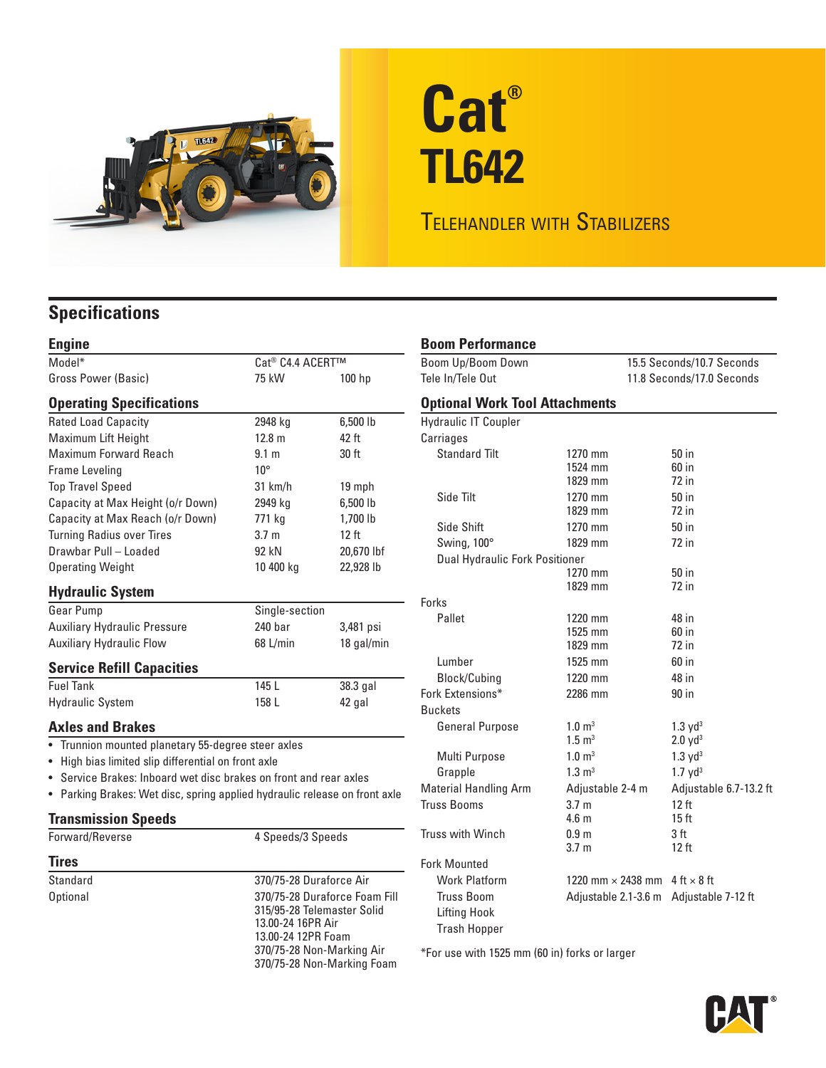# Cat® TL642

## Telehandler with Stabilizers

## Specifications

### Engine

| | | |
|---|---|---|
| Model* | Cat® C4.4 ACERT™ | |
| Gross Power (Basic) | 75 kW | 100 hp |

### Operating Specifications

| | | |
|---|---|---|
| Rated Load Capacity | 2948 kg | 6,500 lb |
| Maximum Lift Height | 12.8 m | 42 ft |
| Maximum Forward Reach | 9.1 m | 30 ft |
| Frame Leveling | 10° | |
| Top Travel Speed | 31 km/h | 19 mph |
| Capacity at Max Height (o/r Down) | 2949 kg | 6,500 lb |
| Capacity at Max Reach (o/r Down) | 771 kg | 1,700 lb |
| Turning Radius over Tires | 3.7 m | 12 ft |
| Drawbar Pull – Loaded | 92 kN | 20,670 lbf |
| Operating Weight | 10 400 kg | 22,928 lb |

### Hydraulic System

| | | |
|---|---|---|
| Gear Pump | Single-section | |
| Auxiliary Hydraulic Pressure | 240 bar | 3,481 psi |
| Auxiliary Hydraulic Flow | 68 L/min | 18 gal/min |

### Service Refill Capacities

| | | |
|---|---|---|
| Fuel Tank | 145 L | 38.3 gal |
| Hydraulic System | 158 L | 42 gal |

### Axles and Brakes

- Trunnion mounted planetary 55-degree steer axles
- High bias limited slip differential on front axle
- Service Brakes: Inboard wet disc brakes on front and rear axles
- Parking Brakes: Wet disc, spring applied hydraulic release on front axle

### Transmission Speeds

| | |
|---|---|
| Forward/Reverse | 4 Speeds/3 Speeds |

### Tires

| | |
|---|---|
| Standard | 370/75-28 Duraforce Air |
| Optional | 370/75-28 Duraforce Foam Fill<br>315/95-28 Telemaster Solid<br>13.00-24 16PR Air<br>13.00-24 12PR Foam<br>370/75-28 Non-Marking Air<br>370/75-28 Non-Marking Foam |

### Boom Performance

| | |
|---|---|
| Boom Up/Boom Down | 15.5 Seconds/10.7 Seconds |
| Tele In/Tele Out | 11.8 Seconds/17.0 Seconds |

### Optional Work Tool Attachments

| | | |
|---|---|---|
| Hydraulic IT Coupler | | |
| Carriages | | |
| Standard Tilt | 1270 mm<br>1524 mm<br>1829 mm | 50 in<br>60 in<br>72 in |
| Side Tilt | 1270 mm<br>1829 mm | 50 in<br>72 in |
| Side Shift | 1270 mm | 50 in |
| Swing, 100° | 1829 mm | 72 in |
| Dual Hydraulic Fork Positioner | 1270 mm<br>1829 mm | 50 in<br>72 in |
| Forks | | |
| Pallet | 1220 mm<br>1525 mm<br>1829 mm | 48 in<br>60 in<br>72 in |
| Lumber | 1525 mm | 60 in |
| Block/Cubing | 1220 mm | 48 in |
| Fork Extensions* | 2286 mm | 90 in |
| Buckets | | |
| General Purpose | 1.0 $m^3$<br>1.5 $m^3$ | 1.3 $yd^3$<br>2.0 $yd^3$ |
| Multi Purpose | 1.0 $m^3$ | 1.3 $yd^3$ |
| Grapple | 1.3 $m^3$ | 1.7 $yd^3$ |
| Material Handling Arm | Adjustable 2-4 m | Adjustable 6.7-13.2 ft |
| Truss Booms | 3.7 m<br>4.6 m | 12 ft<br>15 ft |
| Truss with Winch | 0.9 m<br>3.7 m | 3 ft<br>12 ft |
| Fork Mounted | | |
| Work Platform | 1220 mm × 2438 mm | 4 ft × 8 ft |
| Truss Boom | Adjustable 2.1-3.6 m | Adjustable 7-12 ft |
| Lifting Hook | | |
| Trash Hopper | | |

*For use with 1525 mm (60 in) forks or larger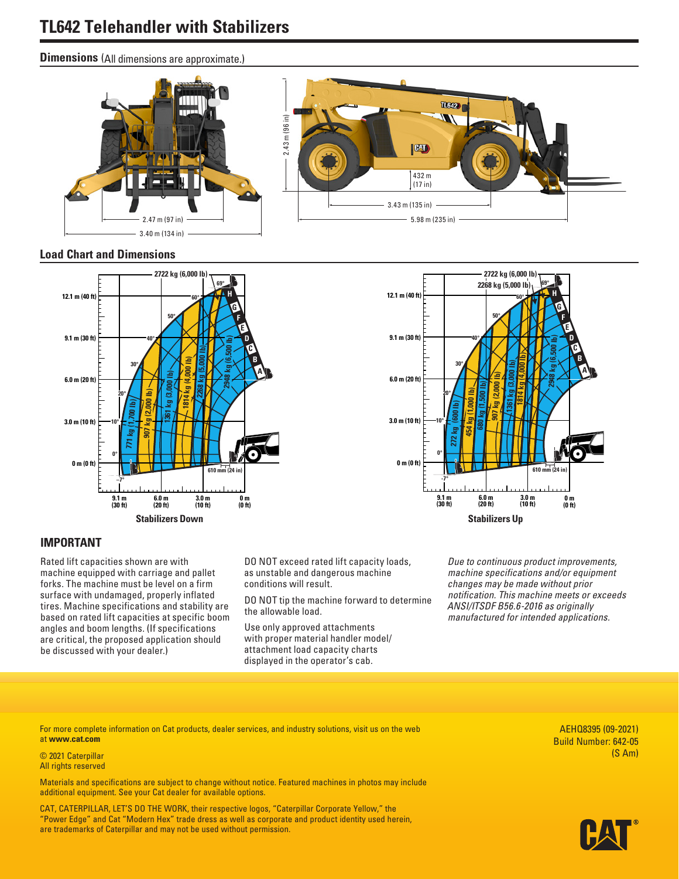# TL642 Telehandler with Stabilizers

## Dimensions (All dimensions are approximate.)

2.47 m (97 in)
3.40 m (134 in)

2.43 m (96 in)
432 m (17 in)
3.43 m (135 in)
5.98 m (235 in)

## Load Chart and Dimensions

2722 kg (6,000 lb)
12.1 m (40 ft)
9.1 m (30 ft)
6.0 m (20 ft)
3.0 m (10 ft)
0 m (0 ft)
69°
60°
50°
40°
30°
20°
10°
0°
-7°
H
G
F
E
D
C
B
A
2948 kg (6,500 lb)
2268 kg (5,000 lb)
1814 kg (4,000 lb)
1361 kg (3,000 lb)
907 kg (2,000 lb)
771 kg (1,700 lb)
610 mm (24 in)
9.1 m (30 ft)
6.0 m (20 ft)
3.0 m (10 ft)
0 m (0 ft)

**Stabilizers Down**

2722 kg (6,000 lb)
2268 kg (5,000 lb)
12.1 m (40 ft)
9.1 m (30 ft)
6.0 m (20 ft)
3.0 m (10 ft)
0 m (0 ft)
69°
60°
50°
40°
30°
20°
10°
0°
-7°
H
G
F
E
D
C
B
A
2948 kg (6,500 lb)
1814 kg (4,000 lb)
1361 kg (3,000 lb)
907 kg (2,000 lb)
680 kg (1,500 lb)
454 kg (1,000 lb)
272 kg (600 lb)
610 mm (24 in)
9.1 m (30 ft)
6.0 m (20 ft)
3.0 m (10 ft)
0 m (0 ft)

**Stabilizers Up**

## IMPORTANT

Rated lift capacities shown are with machine equipped with carriage and pallet forks. The machine must be level on a firm surface with undamaged, properly inflated tires. Machine specifications and stability are based on rated lift capacities at specific boom angles and boom lengths. (If specifications are critical, the proposed application should be discussed with your dealer.)

DO NOT exceed rated lift capacity loads, as unstable and dangerous machine conditions will result.

DO NOT tip the machine forward to determine the allowable load.

Use only approved attachments with proper material handler model/attachment load capacity charts displayed in the operator's cab.

*Due to continuous product improvements, machine specifications and/or equipment changes may be made without prior notification. This machine meets or exceeds ANSI/ITSDF B56.6-2016 as originally manufactured for intended applications.*

For more complete information on Cat products, dealer services, and industry solutions, visit us on the web at **www.cat.com**

© 2021 Caterpillar
All rights reserved

Materials and specifications are subject to change without notice. Featured machines in photos may include additional equipment. See your Cat dealer for available options.

CAT, CATERPILLAR, LET'S DO THE WORK, their respective logos, "Caterpillar Corporate Yellow," the "Power Edge" and Cat "Modern Hex" trade dress as well as corporate and product identity used herein, are trademarks of Caterpillar and may not be used without permission.

AEHQ8395 (09-2021)
Build Number: 642-05
(S Am)